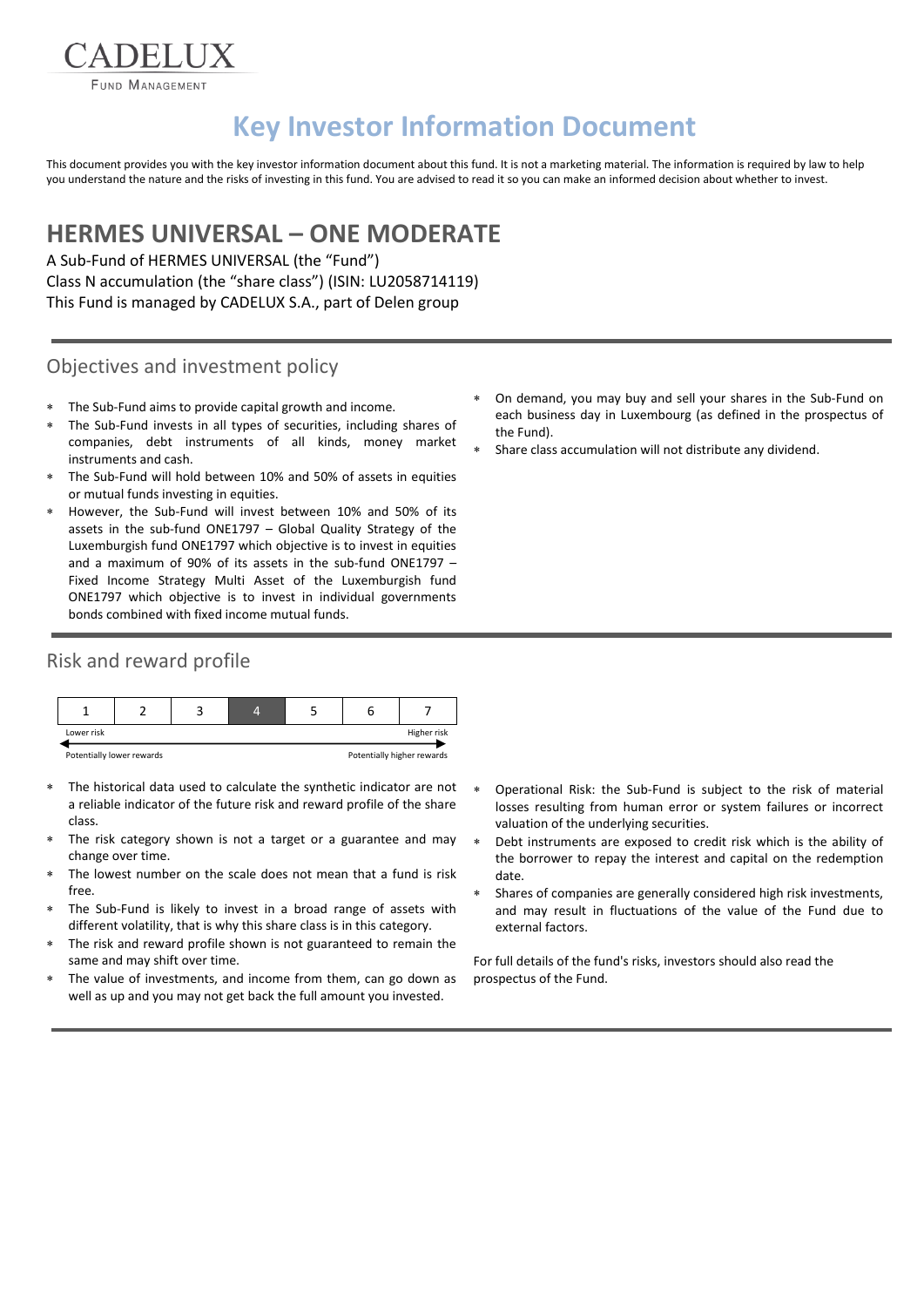CADELUX
FUND MANAGEMENT

# Key Investor Information Document

This document provides you with the key investor information document about this fund. It is not a marketing material. The information is required by law to help you understand the nature and the risks of investing in this fund. You are advised to read it so you can make an informed decision about whether to invest.

## HERMES UNIVERSAL – ONE MODERATE

A Sub-Fund of HERMES UNIVERSAL (the "Fund")
Class N accumulation (the "share class") (ISIN: LU2058714119)
This Fund is managed by CADELUX S.A., part of Delen group

### Objectives and investment policy

- The Sub-Fund aims to provide capital growth and income.
- The Sub-Fund invests in all types of securities, including shares of companies, debt instruments of all kinds, money market instruments and cash.
- The Sub-Fund will hold between 10% and 50% of assets in equities or mutual funds investing in equities.
- However, the Sub-Fund will invest between 10% and 50% of its assets in the sub-fund ONE1797 – Global Quality Strategy of the Luxemburgish fund ONE1797 which objective is to invest in equities and a maximum of 90% of its assets in the sub-fund ONE1797 – Fixed Income Strategy Multi Asset of the Luxemburgish fund ONE1797 which objective is to invest in individual governments bonds combined with fixed income mutual funds.
- On demand, you may buy and sell your shares in the Sub-Fund on each business day in Luxembourg (as defined in the prospectus of the Fund).
- Share class accumulation will not distribute any dividend.

### Risk and reward profile

| 1 | 2 | 3 | **4** | 5 | 6 | 7 |
|---|---|---|---|---|---|---|

Lower risk — Higher risk

Potentially lower rewards — Potentially higher rewards

- The historical data used to calculate the synthetic indicator are not a reliable indicator of the future risk and reward profile of the share class.
- The risk category shown is not a target or a guarantee and may change over time.
- The lowest number on the scale does not mean that a fund is risk free.
- The Sub-Fund is likely to invest in a broad range of assets with different volatility, that is why this share class is in this category.
- The risk and reward profile shown is not guaranteed to remain the same and may shift over time.
- The value of investments, and income from them, can go down as well as up and you may not get back the full amount you invested.
- Operational Risk: the Sub-Fund is subject to the risk of material losses resulting from human error or system failures or incorrect valuation of the underlying securities.
- Debt instruments are exposed to credit risk which is the ability of the borrower to repay the interest and capital on the redemption date.
- Shares of companies are generally considered high risk investments, and may result in fluctuations of the value of the Fund due to external factors.

For full details of the fund's risks, investors should also read the prospectus of the Fund.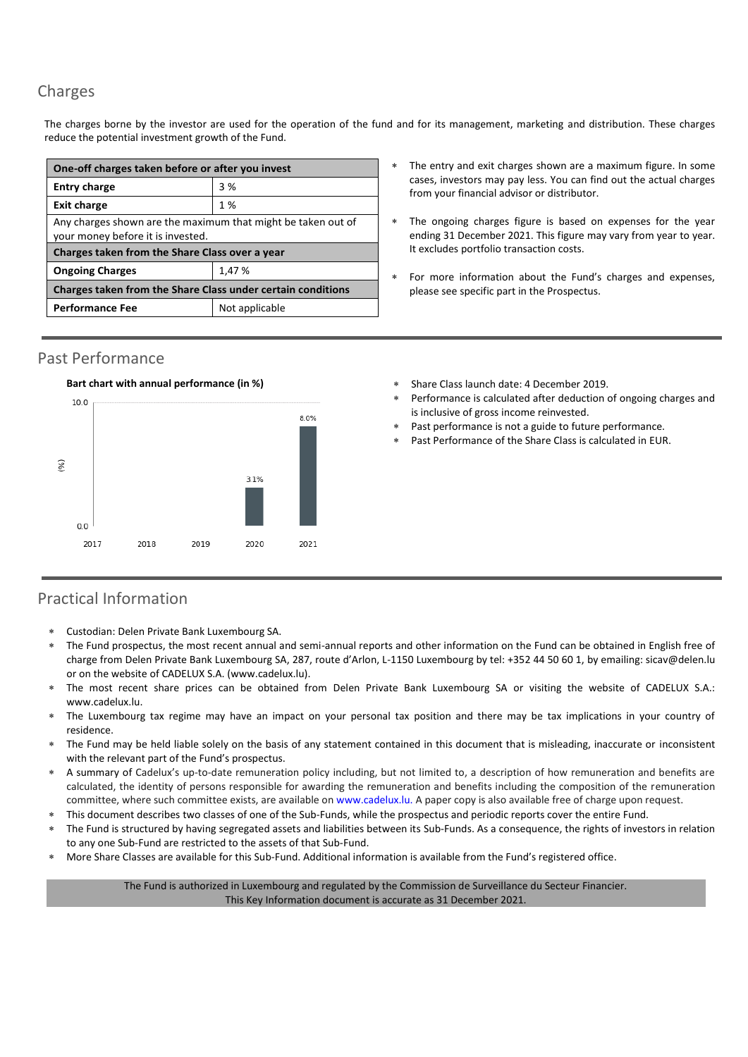## Charges

The charges borne by the investor are used for the operation of the fund and for its management, marketing and distribution. These charges reduce the potential investment growth of the Fund.

| One-off charges taken before or after you invest | |
|---|---|
| **Entry charge** | 3 % |
| **Exit charge** | 1 % |
| Any charges shown are the maximum that might be taken out of your money before it is invested. | |
| **Charges taken from the Share Class over a year** | |
| **Ongoing Charges** | 1,47 % |
| **Charges taken from the Share Class under certain conditions** | |
| **Performance Fee** | Not applicable |

- The entry and exit charges shown are a maximum figure. In some cases, investors may pay less. You can find out the actual charges from your financial advisor or distributor.
- The ongoing charges figure is based on expenses for the year ending 31 December 2021. This figure may vary from year to year. It excludes portfolio transaction costs.
- For more information about the Fund's charges and expenses, please see specific part in the Prospectus.

## Past Performance

**Bart chart with annual performance (in %)**

10.0
0.0
(%)
3.1%
8.0%
2017 2018 2019 2020 2021

- Share Class launch date: 4 December 2019.
- Performance is calculated after deduction of ongoing charges and is inclusive of gross income reinvested.
- Past performance is not a guide to future performance.
- Past Performance of the Share Class is calculated in EUR.

## Practical Information

- Custodian: Delen Private Bank Luxembourg SA.
- The Fund prospectus, the most recent annual and semi-annual reports and other information on the Fund can be obtained in English free of charge from Delen Private Bank Luxembourg SA, 287, route d'Arlon, L-1150 Luxembourg by tel: +352 44 50 60 1, by emailing: sicav@delen.lu or on the website of CADELUX S.A. (www.cadelux.lu).
- The most recent share prices can be obtained from Delen Private Bank Luxembourg SA or visiting the website of CADELUX S.A.: www.cadelux.lu.
- The Luxembourg tax regime may have an impact on your personal tax position and there may be tax implications in your country of residence.
- The Fund may be held liable solely on the basis of any statement contained in this document that is misleading, inaccurate or inconsistent with the relevant part of the Fund's prospectus.
- A summary of Cadelux's up-to-date remuneration policy including, but not limited to, a description of how remuneration and benefits are calculated, the identity of persons responsible for awarding the remuneration and benefits including the composition of the remuneration committee, where such committee exists, are available on www.cadelux.lu. A paper copy is also available free of charge upon request.
- This document describes two classes of one of the Sub-Funds, while the prospectus and periodic reports cover the entire Fund.
- The Fund is structured by having segregated assets and liabilities between its Sub-Funds. As a consequence, the rights of investors in relation to any one Sub-Fund are restricted to the assets of that Sub-Fund.
- More Share Classes are available for this Sub-Fund. Additional information is available from the Fund's registered office.

The Fund is authorized in Luxembourg and regulated by the Commission de Surveillance du Secteur Financier.
This Key Information document is accurate as 31 December 2021.